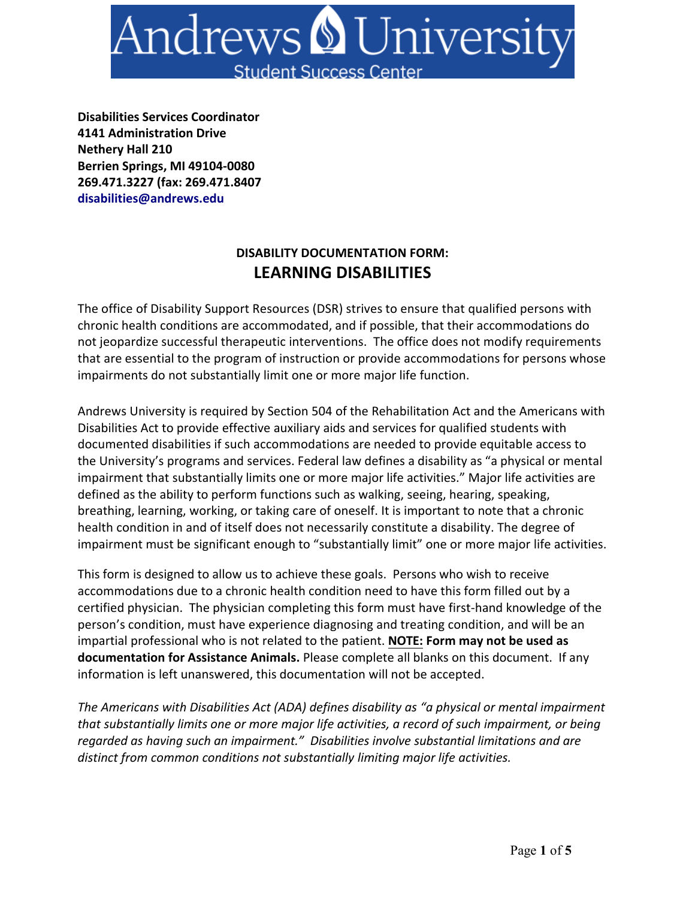# Andrews University

Student Success Center

**Disabilities Services Coordinator**
**4141 Administration Drive**
**Nethery Hall 210**
**Berrien Springs, MI 49104-0080**
**269.471.3227 (fax: 269.471.8407**
**disabilities@andrews.edu**

## DISABILITY DOCUMENTATION FORM:
## LEARNING DISABILITIES

The office of Disability Support Resources (DSR) strives to ensure that qualified persons with chronic health conditions are accommodated, and if possible, that their accommodations do not jeopardize successful therapeutic interventions. The office does not modify requirements that are essential to the program of instruction or provide accommodations for persons whose impairments do not substantially limit one or more major life function.

Andrews University is required by Section 504 of the Rehabilitation Act and the Americans with Disabilities Act to provide effective auxiliary aids and services for qualified students with documented disabilities if such accommodations are needed to provide equitable access to the University's programs and services. Federal law defines a disability as "a physical or mental impairment that substantially limits one or more major life activities." Major life activities are defined as the ability to perform functions such as walking, seeing, hearing, speaking, breathing, learning, working, or taking care of oneself. It is important to note that a chronic health condition in and of itself does not necessarily constitute a disability. The degree of impairment must be significant enough to "substantially limit" one or more major life activities.

This form is designed to allow us to achieve these goals. Persons who wish to receive accommodations due to a chronic health condition need to have this form filled out by a certified physician. The physician completing this form must have first-hand knowledge of the person's condition, must have experience diagnosing and treating condition, and will be an impartial professional who is not related to the patient. **NOTE: Form may not be used as documentation for Assistance Animals.** Please complete all blanks on this document. If any information is left unanswered, this documentation will not be accepted.

*The Americans with Disabilities Act (ADA) defines disability as "a physical or mental impairment that substantially limits one or more major life activities, a record of such impairment, or being regarded as having such an impairment." Disabilities involve substantial limitations and are distinct from common conditions not substantially limiting major life activities.*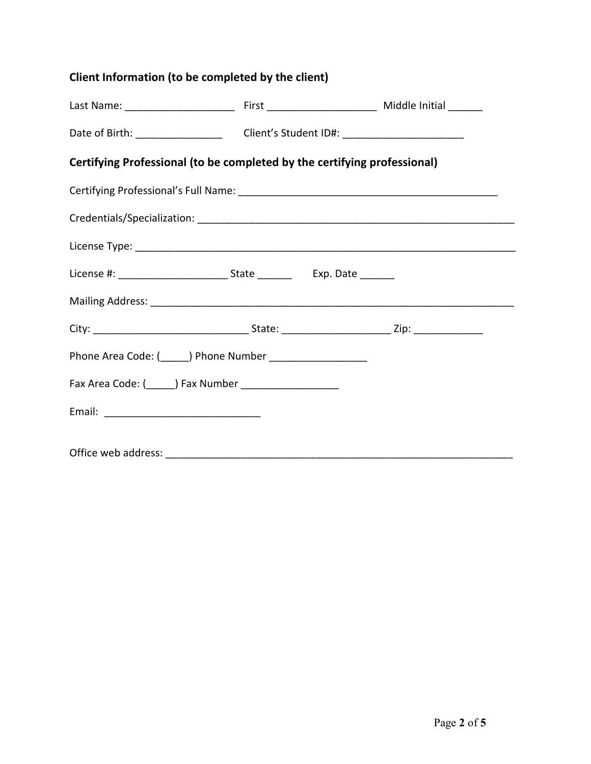**Client Information (to be completed by the client)**

Last Name: ___________________ First ___________________ Middle Initial ______

Date of Birth: _______________ Client's Student ID#: _____________________

**Certifying Professional (to be completed by the certifying professional)**

Certifying Professional's Full Name: ______________________________________________

Credentials/Specialization: _________________________________________________________

License Type: ______________________________________________________________________

License #: ___________________ State ______ Exp. Date ______

Mailing Address: ___________________________________________________________________

City: ___________________________ State: ___________________ Zip: ____________

Phone Area Code: (_____) Phone Number _________________

Fax Area Code: (_____) Fax Number _________________

Email: ___________________________

Office web address: _______________________________________________________________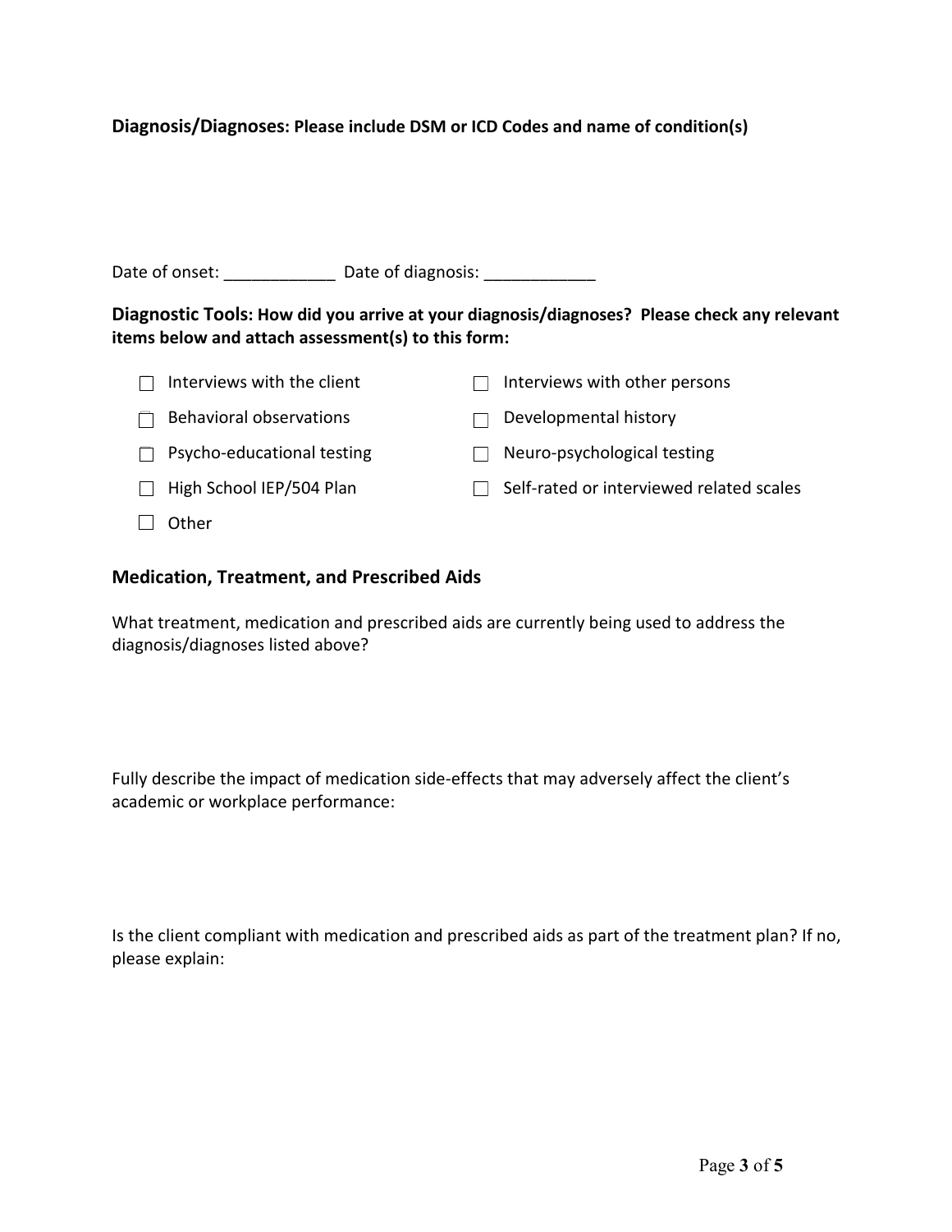**Diagnosis/Diagnoses: Please include DSM or ICD Codes and name of condition(s)**

Date of onset: ____________ Date of diagnosis: ____________

**Diagnostic Tools: How did you arrive at your diagnosis/diagnoses? Please check any relevant items below and attach assessment(s) to this form:**

- ☐ Interviews with the client
- ☐ Interviews with other persons
- ☐ Behavioral observations
- ☐ Developmental history
- ☐ Psycho-educational testing
- ☐ Neuro-psychological testing
- ☐ High School IEP/504 Plan
- ☐ Self-rated or interviewed related scales
- ☐ Other

### Medication, Treatment, and Prescribed Aids

What treatment, medication and prescribed aids are currently being used to address the diagnosis/diagnoses listed above?

Fully describe the impact of medication side-effects that may adversely affect the client's academic or workplace performance:

Is the client compliant with medication and prescribed aids as part of the treatment plan? If no, please explain: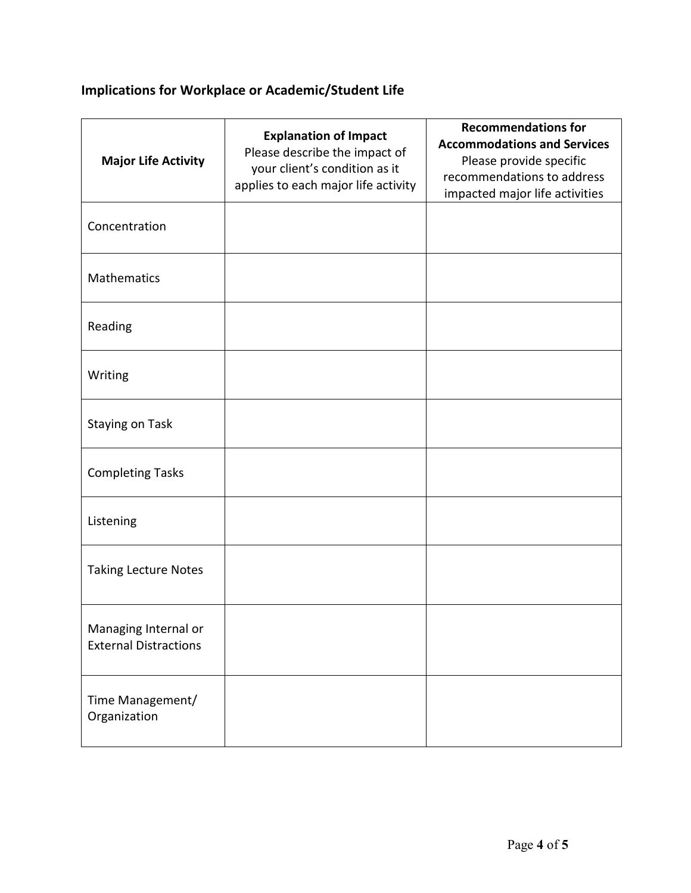## Implications for Workplace or Academic/Student Life

| **Major Life Activity** | **Explanation of Impact** Please describe the impact of your client's condition as it applies to each major life activity | **Recommendations for Accommodations and Services** Please provide specific recommendations to address impacted major life activities |
|---|---|---|
| Concentration | | |
| Mathematics | | |
| Reading | | |
| Writing | | |
| Staying on Task | | |
| Completing Tasks | | |
| Listening | | |
| Taking Lecture Notes | | |
| Managing Internal or External Distractions | | |
| Time Management/ Organization | | |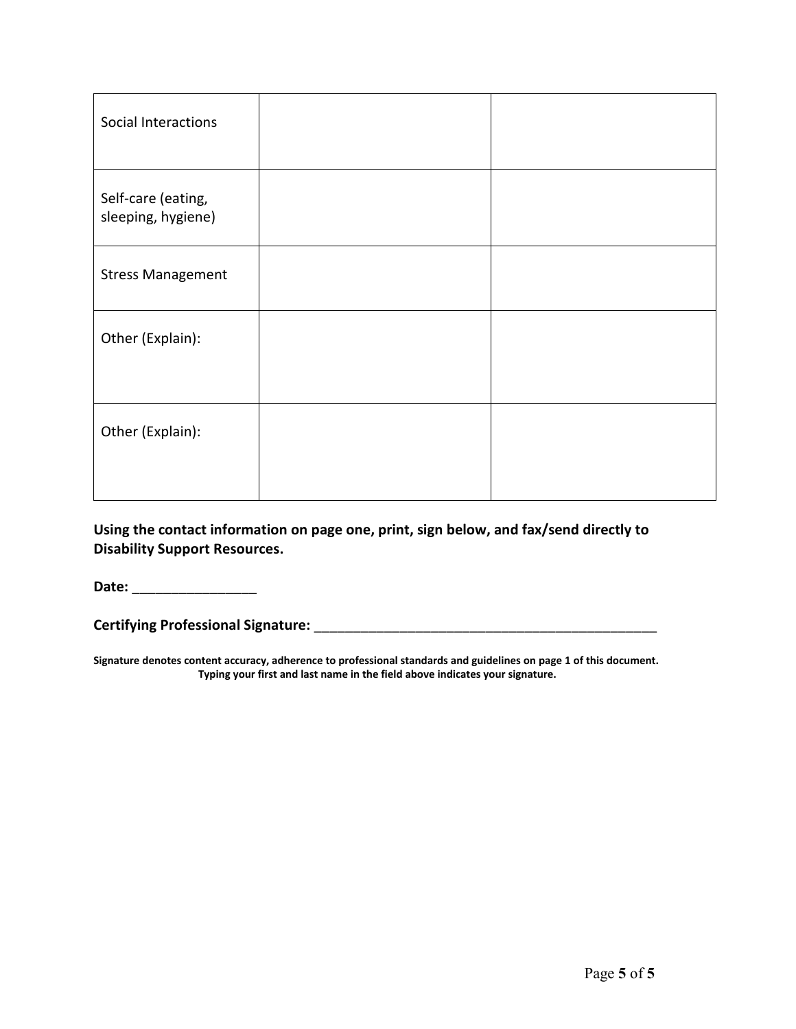| | | |
|---|---|---|
| Social Interactions | | |
| Self-care (eating, sleeping, hygiene) | | |
| Stress Management | | |
| Other (Explain): | | |
| Other (Explain): | | |

**Using the contact information on page one, print, sign below, and fax/send directly to Disability Support Resources.**

**Date:** ________________

**Certifying Professional Signature:** ______________________________________________

**Signature denotes content accuracy, adherence to professional standards and guidelines on page 1 of this document. Typing your first and last name in the field above indicates your signature.**